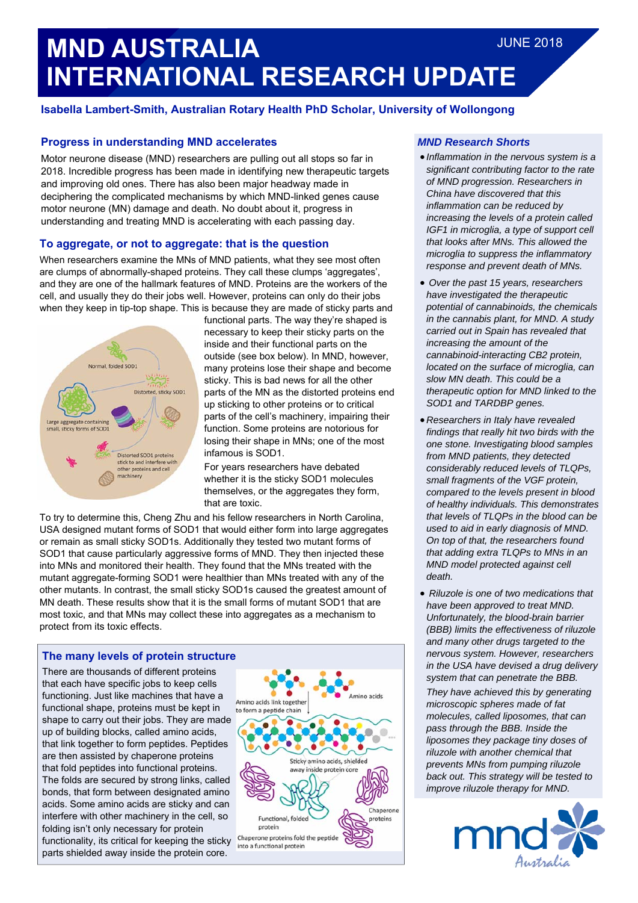# MND AUSTRALIA INTERNATIONAL RESEARCH UPDATE

JUNE 2018

**Isabella Lambert-Smith, Australian Rotary Health PhD Scholar, University of Wollongong**

## Progress in understanding MND accelerates

Motor neurone disease (MND) researchers are pulling out all stops so far in 2018. Incredible progress has been made in identifying new therapeutic targets and improving old ones. There has also been major headway made in deciphering the complicated mechanisms by which MND-linked genes cause motor neurone (MN) damage and death. No doubt about it, progress in understanding and treating MND is accelerating with each passing day.

## To aggregate, or not to aggregate: that is the question

When researchers examine the MNs of MND patients, what they see most often are clumps of abnormally-shaped proteins. They call these clumps 'aggregates', and they are one of the hallmark features of MND. Proteins are the workers of the cell, and usually they do their jobs well. However, proteins can only do their jobs when they keep in tip-top shape. This is because they are made of sticky parts and functional parts. The way they're shaped is necessary to keep their sticky parts on the inside and their functional parts on the outside (see box below). In MND, however, many proteins lose their shape and become sticky. This is bad news for all the other parts of the MN as the distorted proteins end up sticking to other proteins or to critical parts of the cell's machinery, impairing their function. Some proteins are notorious for losing their shape in MNs; one of the most infamous is SOD1.

Normal, folded SOD1

Distorted, sticky SOD1

Large aggregate containing small, sticky forms of SOD1

Distorted SOD1 proteins stick to and interfere with other proteins and cell machinery

For years researchers have debated whether it is the sticky SOD1 molecules themselves, or the aggregates they form, that are toxic.

To try to determine this, Cheng Zhu and his fellow researchers in North Carolina, USA designed mutant forms of SOD1 that would either form into large aggregates or remain as small sticky SOD1s. Additionally they tested two mutant forms of SOD1 that cause particularly aggressive forms of MND. They then injected these into MNs and monitored their health. They found that the MNs treated with the mutant aggregate-forming SOD1 were healthier than MNs treated with any of the other mutants. In contrast, the small sticky SOD1s caused the greatest amount of MN death. These results show that it is the small forms of mutant SOD1 that are most toxic, and that MNs may collect these into aggregates as a mechanism to protect from its toxic effects.

### The many levels of protein structure

There are thousands of different proteins that each have specific jobs to keep cells functioning. Just like machines that have a functional shape, proteins must be kept in shape to carry out their jobs. They are made up of building blocks, called amino acids, that link together to form peptides. Peptides are then assisted by chaperone proteins that fold peptides into functional proteins. The folds are secured by strong links, called bonds, that form between designated amino acids. Some amino acids are sticky and can interfere with other machinery in the cell, so folding isn't only necessary for protein functionality, its critical for keeping the sticky parts shielded away inside the protein core.

Amino acids

Amino acids link together to form a peptide chain

Sticky amino acids, shielded away inside protein core

Functional, folded protein

Chaperone proteins

Chaperone proteins fold the peptide into a functional protein

## *MND Research Shorts*

- *Inflammation in the nervous system is a significant contributing factor to the rate of MND progression. Researchers in China have discovered that this inflammation can be reduced by increasing the levels of a protein called IGF1 in microglia, a type of support cell that looks after MNs. This allowed the microglia to suppress the inflammatory response and prevent death of MNs.*
- *Over the past 15 years, researchers have investigated the therapeutic potential of cannabinoids, the chemicals in the cannabis plant, for MND. A study carried out in Spain has revealed that increasing the amount of the cannabinoid-interacting CB2 protein, located on the surface of microglia, can slow MN death. This could be a therapeutic option for MND linked to the SOD1 and TARDBP genes.*
- *Researchers in Italy have revealed findings that really hit two birds with the one stone. Investigating blood samples from MND patients, they detected considerably reduced levels of TLQPs, small fragments of the VGF protein, compared to the levels present in blood of healthy individuals. This demonstrates that levels of TLQPs in the blood can be used to aid in early diagnosis of MND. On top of that, the researchers found that adding extra TLQPs to MNs in an MND model protected against cell death.*
- *Riluzole is one of two medications that have been approved to treat MND. Unfortunately, the blood-brain barrier (BBB) limits the effectiveness of riluzole and many other drugs targeted to the nervous system. However, researchers in the USA have devised a drug delivery system that can penetrate the BBB.*

  *They have achieved this by generating microscopic spheres made of fat molecules, called liposomes, that can pass through the BBB. Inside the liposomes they package tiny doses of riluzole with another chemical that prevents MNs from pumping riluzole back out. This strategy will be tested to improve riluzole therapy for MND.*

mnd Australia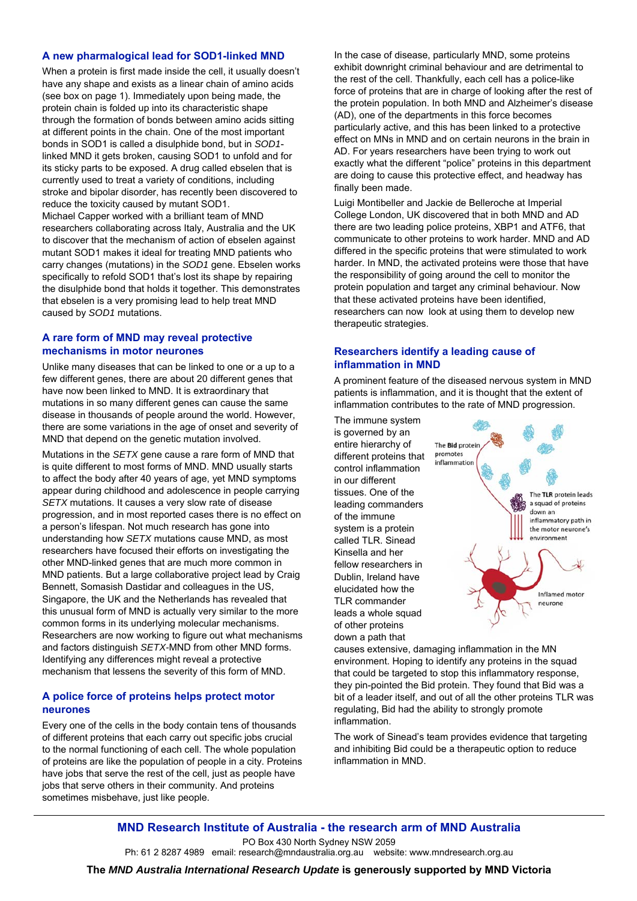## A new pharmalogical lead for SOD1-linked MND

When a protein is first made inside the cell, it usually doesn't have any shape and exists as a linear chain of amino acids (see box on page 1). Immediately upon being made, the protein chain is folded up into its characteristic shape through the formation of bonds between amino acids sitting at different points in the chain. One of the most important bonds in SOD1 is called a disulphide bond, but in *SOD1*-linked MND it gets broken, causing SOD1 to unfold and for its sticky parts to be exposed. A drug called ebselen that is currently used to treat a variety of conditions, including stroke and bipolar disorder, has recently been discovered to reduce the toxicity caused by mutant SOD1.

Michael Capper worked with a brilliant team of MND researchers collaborating across Italy, Australia and the UK to discover that the mechanism of action of ebselen against mutant SOD1 makes it ideal for treating MND patients who carry changes (mutations) in the *SOD1* gene. Ebselen works specifically to refold SOD1 that's lost its shape by repairing the disulphide bond that holds it together. This demonstrates that ebselen is a very promising lead to help treat MND caused by *SOD1* mutations.

## A rare form of MND may reveal protective mechanisms in motor neurones

Unlike many diseases that can be linked to one or a up to a few different genes, there are about 20 different genes that have now been linked to MND. It is extraordinary that mutations in so many different genes can cause the same disease in thousands of people around the world. However, there are some variations in the age of onset and severity of MND that depend on the genetic mutation involved.

Mutations in the *SETX* gene cause a rare form of MND that is quite different to most forms of MND. MND usually starts to affect the body after 40 years of age, yet MND symptoms appear during childhood and adolescence in people carrying *SETX* mutations. It causes a very slow rate of disease progression, and in most reported cases there is no effect on a person's lifespan. Not much research has gone into understanding how *SETX* mutations cause MND, as most researchers have focused their efforts on investigating the other MND-linked genes that are much more common in MND patients. But a large collaborative project lead by Craig Bennett, Somasish Dastidar and colleagues in the US, Singapore, the UK and the Netherlands has revealed that this unusual form of MND is actually very similar to the more common forms in its underlying molecular mechanisms. Researchers are now working to figure out what mechanisms and factors distinguish *SETX*-MND from other MND forms. Identifying any differences might reveal a protective mechanism that lessens the severity of this form of MND.

## A police force of proteins helps protect motor neurones

Every one of the cells in the body contain tens of thousands of different proteins that each carry out specific jobs crucial to the normal functioning of each cell. The whole population of proteins are like the population of people in a city. Proteins have jobs that serve the rest of the cell, just as people have jobs that serve others in their community. And proteins sometimes misbehave, just like people.

In the case of disease, particularly MND, some proteins exhibit downright criminal behaviour and are detrimental to the rest of the cell. Thankfully, each cell has a police-like force of proteins that are in charge of looking after the rest of the protein population. In both MND and Alzheimer's disease (AD), one of the departments in this force becomes particularly active, and this has been linked to a protective effect on MNs in MND and on certain neurons in the brain in AD. For years researchers have been trying to work out exactly what the different "police" proteins in this department are doing to cause this protective effect, and headway has finally been made.

Luigi Montibeller and Jackie de Belleroche at Imperial College London, UK discovered that in both MND and AD there are two leading police proteins, XBP1 and ATF6, that communicate to other proteins to work harder. MND and AD differed in the specific proteins that were stimulated to work harder. In MND, the activated proteins were those that have the responsibility of going around the cell to monitor the protein population and target any criminal behaviour. Now that these activated proteins have been identified, researchers can now look at using them to develop new therapeutic strategies.

## Researchers identify a leading cause of inflammation in MND

A prominent feature of the diseased nervous system in MND patients is inflammation, and it is thought that the extent of inflammation contributes to the rate of MND progression.

The immune system is governed by an entire hierarchy of different proteins that control inflammation in our different tissues. One of the leading commanders of the immune system is a protein called TLR. Sinead Kinsella and her fellow researchers in Dublin, Ireland have elucidated how the TLR commander leads a whole squad of other proteins down a path that causes extensive, damaging inflammation in the MN environment. Hoping to identify any proteins in the squad that could be targeted to stop this inflammatory response, they pin-pointed the Bid protein. They found that Bid was a bit of a leader itself, and out of all the other proteins TLR was regulating, Bid had the ability to strongly promote inflammation.

The **Bid** protein promotes inflammation

The **TLR** protein leads a squad of proteins down an inflammatory path in the motor neurone's environment

Inflamed motor neurone

The work of Sinead's team provides evidence that targeting and inhibiting Bid could be a therapeutic option to reduce inflammation in MND.

---

**MND Research Institute of Australia - the research arm of MND Australia**

PO Box 430 North Sydney NSW 2059

Ph: 61 2 8287 4989 email: research@mndaustralia.org.au website: www.mndresearch.org.au

**The *MND Australia International Research Update* is generously supported by MND Victoria**